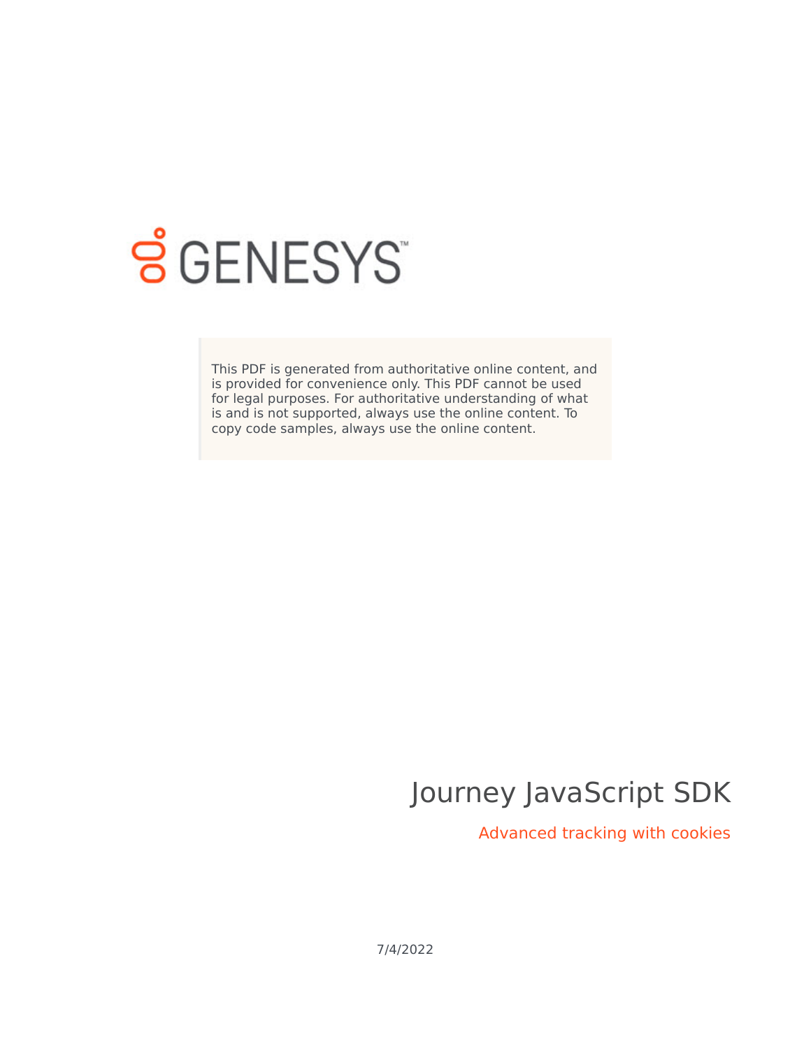GENESYS

This PDF is generated from authoritative online content, and is provided for convenience only. This PDF cannot be used for legal purposes. For authoritative understanding of what is and is not supported, always use the online content. To copy code samples, always use the online content.

# Journey JavaScript SDK

## Advanced tracking with cookies

7/4/2022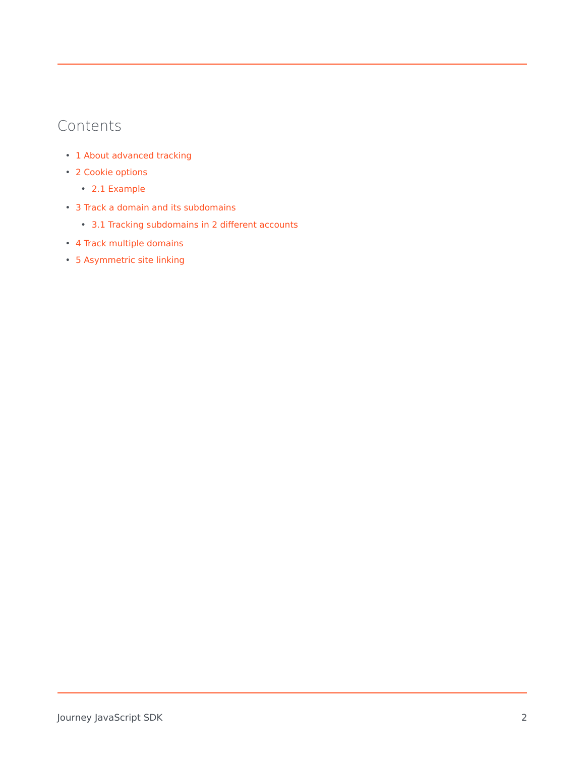## Contents

- 1 About advanced tracking
- 2 Cookie options
  - 2.1 Example
- 3 Track a domain and its subdomains
  - 3.1 Tracking subdomains in 2 different accounts
- 4 Track multiple domains
- 5 Asymmetric site linking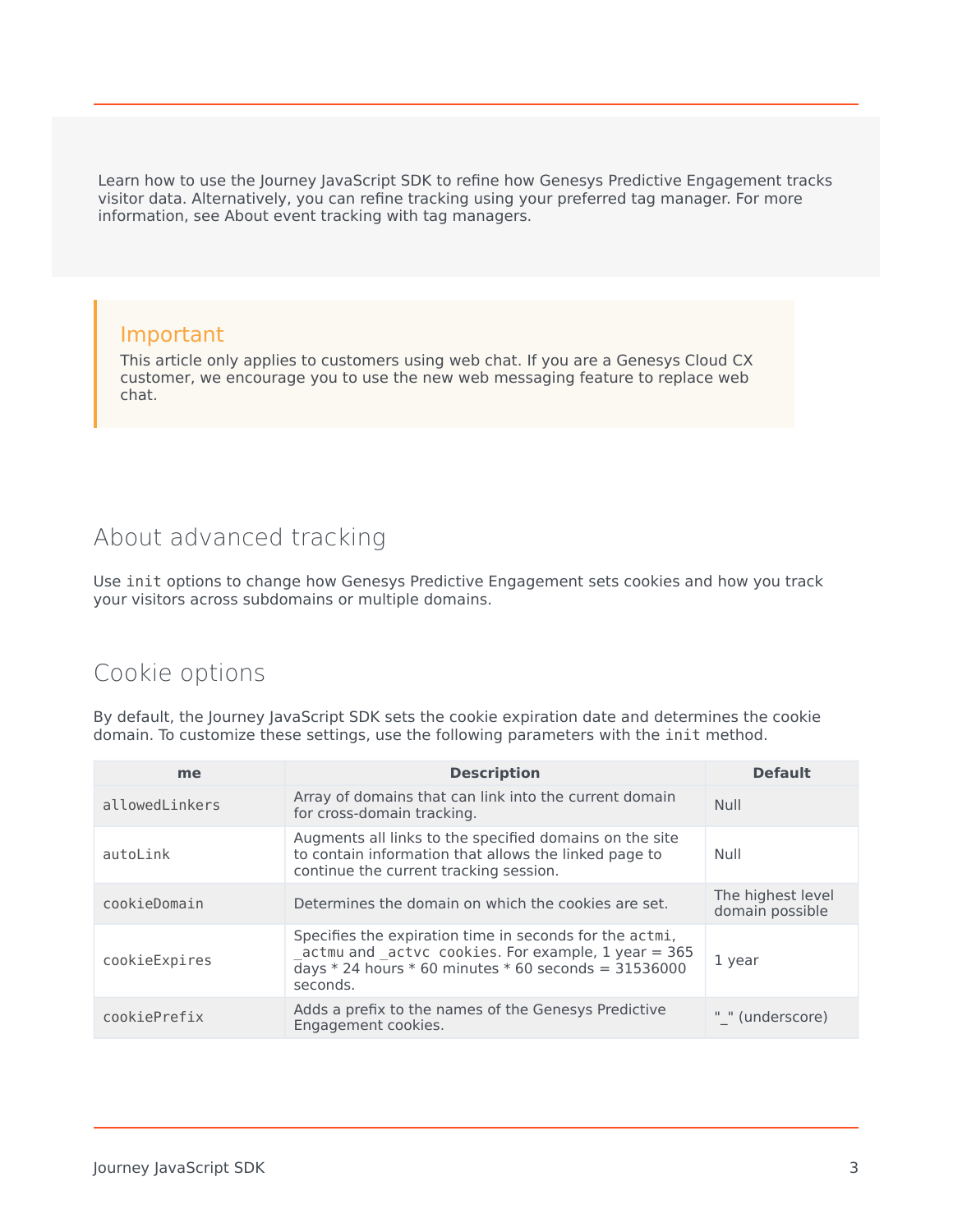Learn how to use the Journey JavaScript SDK to refine how Genesys Predictive Engagement tracks visitor data. Alternatively, you can refine tracking using your preferred tag manager. For more information, see About event tracking with tag managers.

**Important**

This article only applies to customers using web chat. If you are a Genesys Cloud CX customer, we encourage you to use the new web messaging feature to replace web chat.

## About advanced tracking

Use `init` options to change how Genesys Predictive Engagement sets cookies and how you track your visitors across subdomains or multiple domains.

## Cookie options

By default, the Journey JavaScript SDK sets the cookie expiration date and determines the cookie domain. To customize these settings, use the following parameters with the `init` method.

| me | Description | Default |
|---|---|---|
| `allowedLinkers` | Array of domains that can link into the current domain for cross-domain tracking. | Null |
| `autoLink` | Augments all links to the specified domains on the site to contain information that allows the linked page to continue the current tracking session. | Null |
| `cookieDomain` | Determines the domain on which the cookies are set. | The highest level domain possible |
| `cookieExpires` | Specifies the expiration time in seconds for the `actmi`, `_actmu` and `_actvc` cookies. For example, 1 year = 365 days * 24 hours * 60 minutes * 60 seconds = 31536000 seconds. | 1 year |
| `cookiePrefix` | Adds a prefix to the names of the Genesys Predictive Engagement cookies. | "_" (underscore) |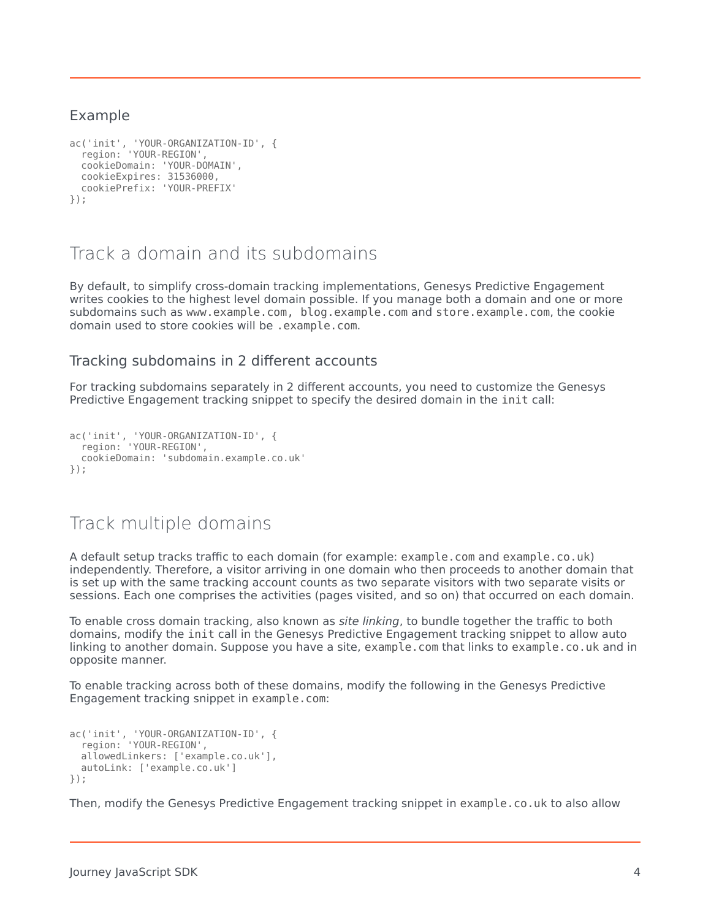### Example

```
ac('init', 'YOUR-ORGANIZATION-ID', {
  region: 'YOUR-REGION',
  cookieDomain: 'YOUR-DOMAIN',
  cookieExpires: 31536000,
  cookiePrefix: 'YOUR-PREFIX'
});
```

## Track a domain and its subdomains

By default, to simplify cross-domain tracking implementations, Genesys Predictive Engagement writes cookies to the highest level domain possible. If you manage both a domain and one or more subdomains such as `www.example.com, blog.example.com` and `store.example.com`, the cookie domain used to store cookies will be `.example.com`.

### Tracking subdomains in 2 different accounts

For tracking subdomains separately in 2 different accounts, you need to customize the Genesys Predictive Engagement tracking snippet to specify the desired domain in the `init` call:

```
ac('init', 'YOUR-ORGANIZATION-ID', {
  region: 'YOUR-REGION',
  cookieDomain: 'subdomain.example.co.uk'
});
```

## Track multiple domains

A default setup tracks traffic to each domain (for example: `example.com` and `example.co.uk`) independently. Therefore, a visitor arriving in one domain who then proceeds to another domain that is set up with the same tracking account counts as two separate visitors with two separate visits or sessions. Each one comprises the activities (pages visited, and so on) that occurred on each domain.

To enable cross domain tracking, also known as *site linking*, to bundle together the traffic to both domains, modify the `init` call in the Genesys Predictive Engagement tracking snippet to allow auto linking to another domain. Suppose you have a site, `example.com` that links to `example.co.uk` and in opposite manner.

To enable tracking across both of these domains, modify the following in the Genesys Predictive Engagement tracking snippet in `example.com`:

```
ac('init', 'YOUR-ORGANIZATION-ID', {
  region: 'YOUR-REGION',
  allowedLinkers: ['example.co.uk'],
  autoLink: ['example.co.uk']
});
```

Then, modify the Genesys Predictive Engagement tracking snippet in `example.co.uk` to also allow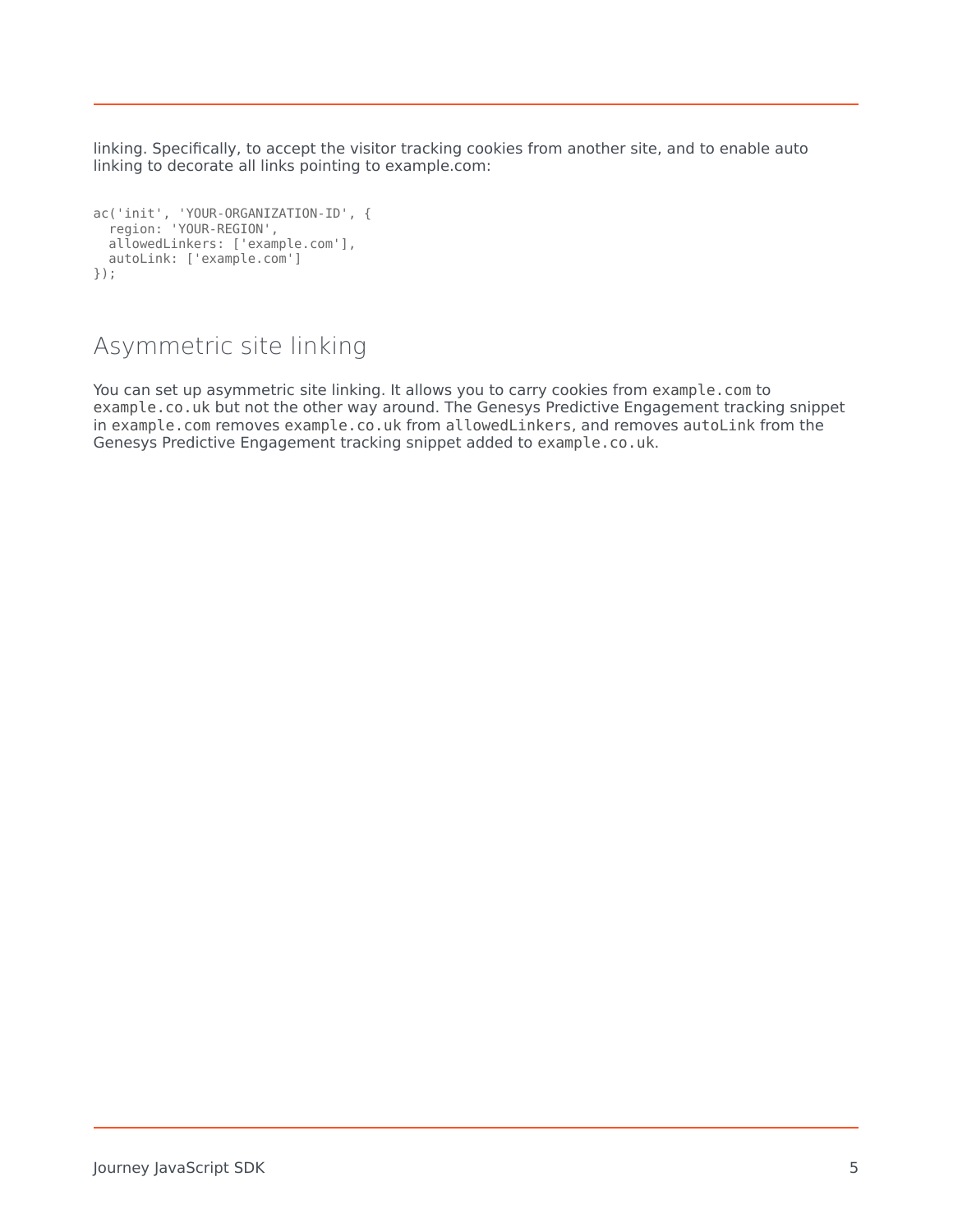linking. Specifically, to accept the visitor tracking cookies from another site, and to enable auto linking to decorate all links pointing to example.com:

```
ac('init', 'YOUR-ORGANIZATION-ID', {
  region: 'YOUR-REGION',
  allowedLinkers: ['example.com'],
  autoLink: ['example.com']
});
```

## Asymmetric site linking

You can set up asymmetric site linking. It allows you to carry cookies from `example.com` to `example.co.uk` but not the other way around. The Genesys Predictive Engagement tracking snippet in `example.com` removes `example.co.uk` from `allowedLinkers`, and removes `autoLink` from the Genesys Predictive Engagement tracking snippet added to `example.co.uk`.